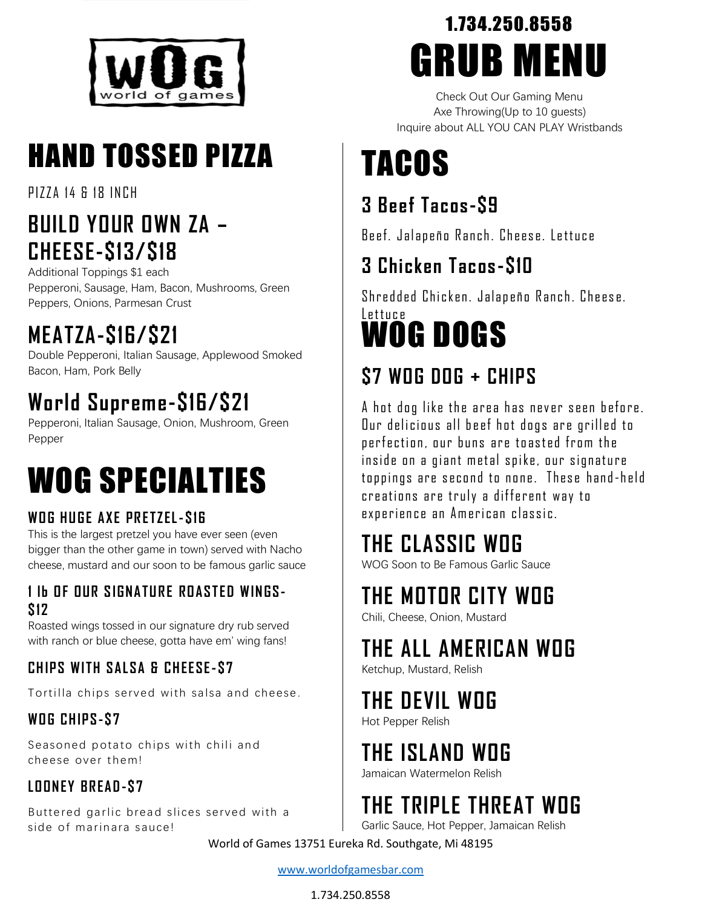WOG world of games

1.734.250.8558

# GRUB MENU

Check Out Our Gaming Menu
Axe Throwing(Up to 10 guests)
Inquire about ALL YOU CAN PLAY Wristbands

# HAND TOSSED PIZZA

PIZZA 14 & 18 INCH

## BUILD YOUR OWN ZA – CHEESE-$13/$18

Additional Toppings $1 each
Pepperoni, Sausage, Ham, Bacon, Mushrooms, Green Peppers, Onions, Parmesan Crust

## MEATZA-$16/$21

Double Pepperoni, Italian Sausage, Applewood Smoked Bacon, Ham, Pork Belly

## World Supreme-$16/$21

Pepperoni, Italian Sausage, Onion, Mushroom, Green Pepper

# WOG SPECIALTIES

### WOG HUGE AXE PRETZEL-$16

This is the largest pretzel you have ever seen (even bigger than the other game in town) served with Nacho cheese, mustard and our soon to be famous garlic sauce

### 1 lb OF OUR SIGNATURE ROASTED WINGS-$12

Roasted wings tossed in our signature dry rub served with ranch or blue cheese, gotta have em' wing fans!

### CHIPS WITH SALSA & CHEESE-$7

Tortilla chips served with salsa and cheese.

### WOG CHIPS-$7

Seasoned potato chips with chili and cheese over them!

### LOONEY BREAD-$7

Buttered garlic bread slices served with a side of marinara sauce!

# TACOS

## 3 Beef Tacos-$9

Beef. Jalapeño Ranch. Cheese. Lettuce

## 3 Chicken Tacos-$10

Shredded Chicken. Jalapeño Ranch. Cheese. Lettuce

# WOG DOGS

## $7 WOG DOG + CHIPS

A hot dog like the area has never seen before. Our delicious all beef hot dogs are grilled to perfection, our buns are toasted from the inside on a giant metal spike, our signature toppings are second to none. These hand-held creations are truly a different way to experience an American classic.

## THE CLASSIC WOG

WOG Soon to Be Famous Garlic Sauce

## THE MOTOR CITY WOG

Chili, Cheese, Onion, Mustard

## THE ALL AMERICAN WOG

Ketchup, Mustard, Relish

## THE DEVIL WOG

Hot Pepper Relish

## THE ISLAND WOG

Jamaican Watermelon Relish

## THE TRIPLE THREAT WOG

Garlic Sauce, Hot Pepper, Jamaican Relish

World of Games 13751 Eureka Rd. Southgate, Mi 48195

www.worldofgamesbar.com

1.734.250.8558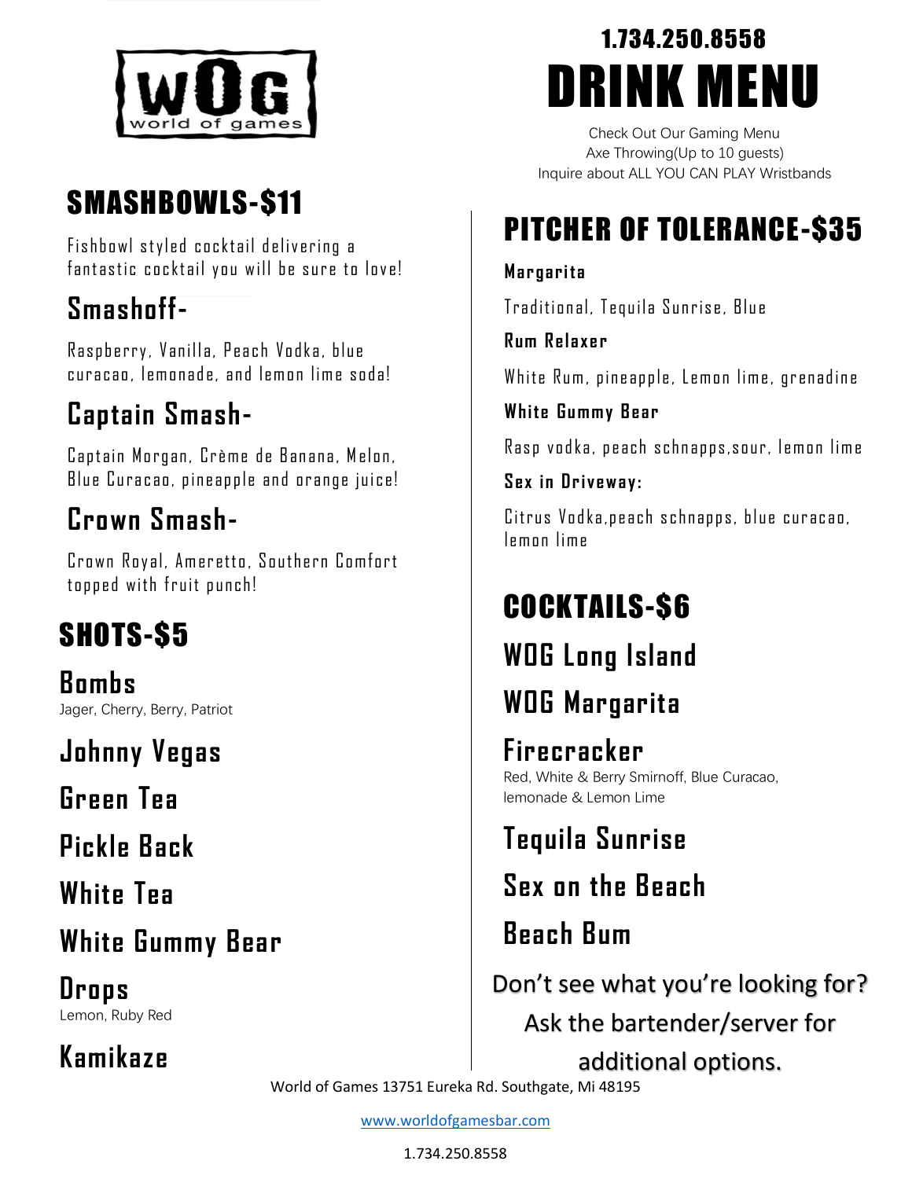wOG world of games

1.734.250.8558

# DRINK MENU

Check Out Our Gaming Menu
Axe Throwing(Up to 10 guests)
Inquire about ALL YOU CAN PLAY Wristbands

## SMASHBOWLS-$11

Fishbowl styled cocktail delivering a fantastic cocktail you will be sure to love!

### Smashoff-

Raspberry, Vanilla, Peach Vodka, blue curacao, lemonade, and lemon lime soda!

### Captain Smash-

Captain Morgan, Crème de Banana, Melon, Blue Curacao, pineapple and orange juice!

### Crown Smash-

Crown Royal, Ameretto, Southern Comfort topped with fruit punch!

## SHOTS-$5

### Bombs

Jager, Cherry, Berry, Patriot

### Johnny Vegas

### Green Tea

### Pickle Back

### White Tea

### White Gummy Bear

### Drops

Lemon, Ruby Red

### Kamikaze

## PITCHER OF TOLERANCE-$35

**Margarita**

Traditional, Tequila Sunrise, Blue

**Rum Relaxer**

White Rum, pineapple, Lemon lime, grenadine

**White Gummy Bear**

Rasp vodka, peach schnapps,sour, lemon lime

**Sex in Driveway:**

Citrus Vodka,peach schnapps, blue curacao, lemon lime

## COCKTAILS-$6

### WOG Long Island

### WOG Margarita

### Firecracker

Red, White & Berry Smirnoff, Blue Curacao, lemonade & Lemon Lime

### Tequila Sunrise

### Sex on the Beach

### Beach Bum

Don't see what you're looking for? Ask the bartender/server for additional options.

World of Games 13751 Eureka Rd. Southgate, Mi 48195

www.worldofgamesbar.com

1.734.250.8558